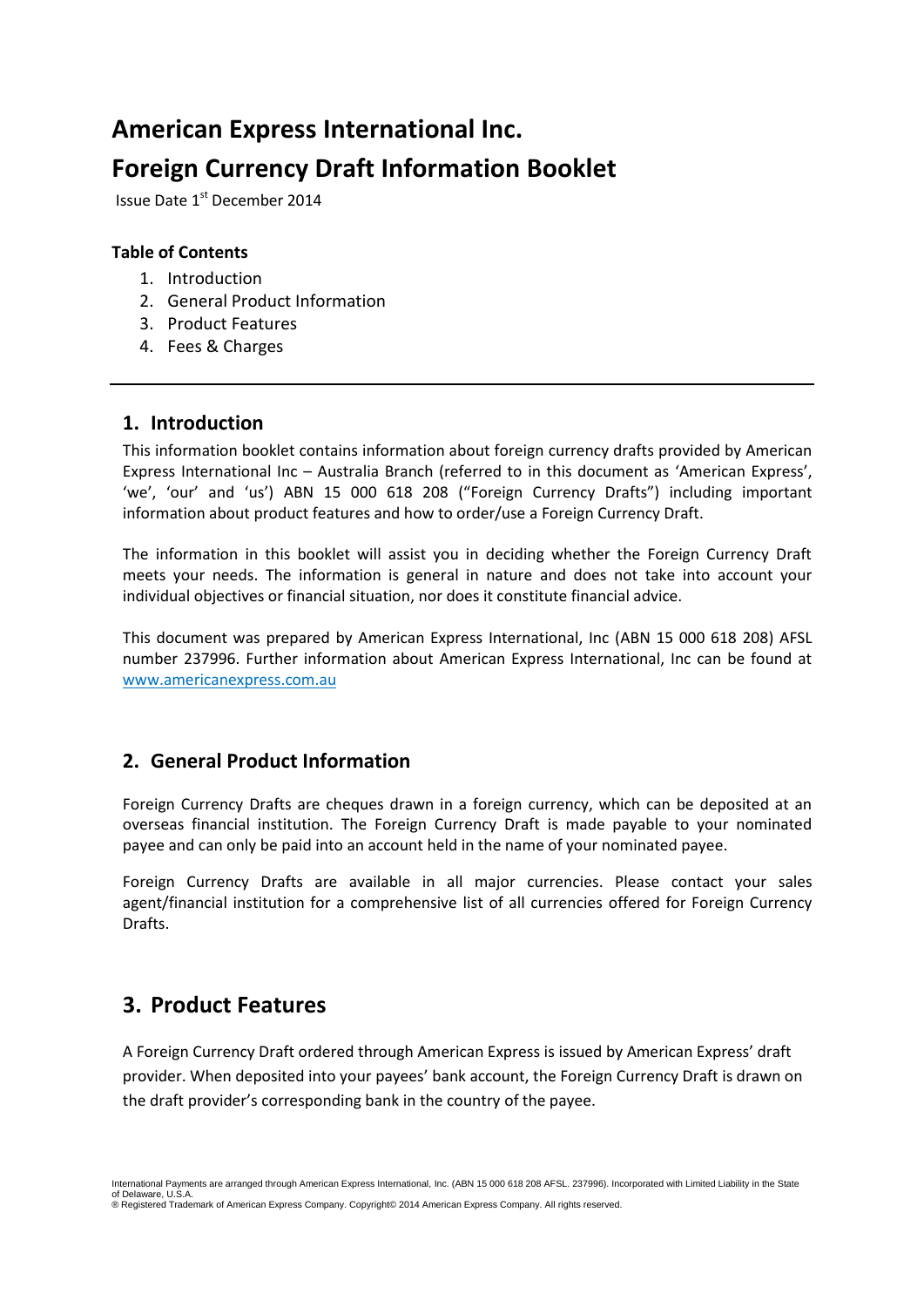# American Express International Inc.

# Foreign Currency Draft Information Booklet

Issue Date 1st December 2014

**Table of Contents**

1. Introduction
2. General Product Information
3. Product Features
4. Fees & Charges

---

## 1. Introduction

This information booklet contains information about foreign currency drafts provided by American Express International Inc – Australia Branch (referred to in this document as 'American Express', 'we', 'our' and 'us') ABN 15 000 618 208 ("Foreign Currency Drafts") including important information about product features and how to order/use a Foreign Currency Draft.

The information in this booklet will assist you in deciding whether the Foreign Currency Draft meets your needs. The information is general in nature and does not take into account your individual objectives or financial situation, nor does it constitute financial advice.

This document was prepared by American Express International, Inc (ABN 15 000 618 208) AFSL number 237996. Further information about American Express International, Inc can be found at www.americanexpress.com.au

## 2. General Product Information

Foreign Currency Drafts are cheques drawn in a foreign currency, which can be deposited at an overseas financial institution. The Foreign Currency Draft is made payable to your nominated payee and can only be paid into an account held in the name of your nominated payee.

Foreign Currency Drafts are available in all major currencies. Please contact your sales agent/financial institution for a comprehensive list of all currencies offered for Foreign Currency Drafts.

## 3. Product Features

A Foreign Currency Draft ordered through American Express is issued by American Express' draft provider. When deposited into your payees' bank account, the Foreign Currency Draft is drawn on the draft provider's corresponding bank in the country of the payee.

International Payments are arranged through American Express International, Inc. (ABN 15 000 618 208 AFSL. 237996). Incorporated with Limited Liability in the State of Delaware, U.S.A.
® Registered Trademark of American Express Company. Copyright© 2014 American Express Company. All rights reserved.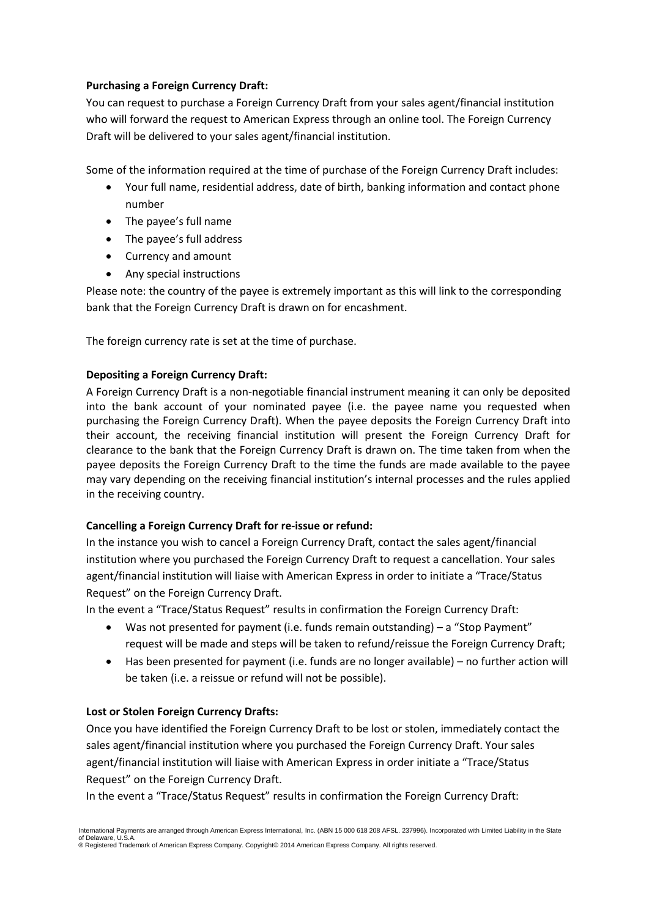**Purchasing a Foreign Currency Draft:**

You can request to purchase a Foreign Currency Draft from your sales agent/financial institution who will forward the request to American Express through an online tool. The Foreign Currency Draft will be delivered to your sales agent/financial institution.

Some of the information required at the time of purchase of the Foreign Currency Draft includes:

- Your full name, residential address, date of birth, banking information and contact phone number
- The payee's full name
- The payee's full address
- Currency and amount
- Any special instructions

Please note: the country of the payee is extremely important as this will link to the corresponding bank that the Foreign Currency Draft is drawn on for encashment.

The foreign currency rate is set at the time of purchase.

**Depositing a Foreign Currency Draft:**

A Foreign Currency Draft is a non-negotiable financial instrument meaning it can only be deposited into the bank account of your nominated payee (i.e. the payee name you requested when purchasing the Foreign Currency Draft). When the payee deposits the Foreign Currency Draft into their account, the receiving financial institution will present the Foreign Currency Draft for clearance to the bank that the Foreign Currency Draft is drawn on. The time taken from when the payee deposits the Foreign Currency Draft to the time the funds are made available to the payee may vary depending on the receiving financial institution's internal processes and the rules applied in the receiving country.

**Cancelling a Foreign Currency Draft for re-issue or refund:**

In the instance you wish to cancel a Foreign Currency Draft, contact the sales agent/financial institution where you purchased the Foreign Currency Draft to request a cancellation. Your sales agent/financial institution will liaise with American Express in order to initiate a "Trace/Status Request" on the Foreign Currency Draft.

In the event a "Trace/Status Request" results in confirmation the Foreign Currency Draft:

- Was not presented for payment (i.e. funds remain outstanding) – a "Stop Payment" request will be made and steps will be taken to refund/reissue the Foreign Currency Draft;
- Has been presented for payment (i.e. funds are no longer available) – no further action will be taken (i.e. a reissue or refund will not be possible).

**Lost or Stolen Foreign Currency Drafts:**

Once you have identified the Foreign Currency Draft to be lost or stolen, immediately contact the sales agent/financial institution where you purchased the Foreign Currency Draft. Your sales agent/financial institution will liaise with American Express in order initiate a "Trace/Status Request" on the Foreign Currency Draft.

In the event a "Trace/Status Request" results in confirmation the Foreign Currency Draft:

International Payments are arranged through American Express International, Inc. (ABN 15 000 618 208 AFSL. 237996). Incorporated with Limited Liability in the State of Delaware, U.S.A.
® Registered Trademark of American Express Company. Copyright© 2014 American Express Company. All rights reserved.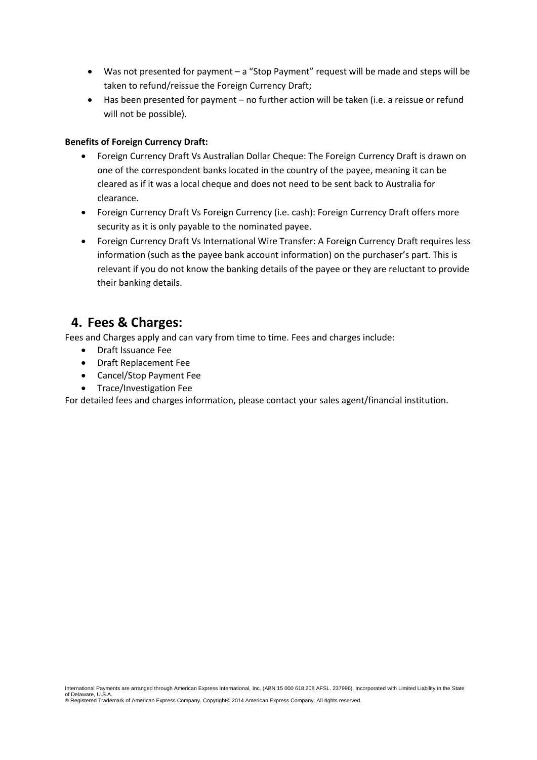- Was not presented for payment – a "Stop Payment" request will be made and steps will be taken to refund/reissue the Foreign Currency Draft;
- Has been presented for payment – no further action will be taken (i.e. a reissue or refund will not be possible).

**Benefits of Foreign Currency Draft:**

- Foreign Currency Draft Vs Australian Dollar Cheque: The Foreign Currency Draft is drawn on one of the correspondent banks located in the country of the payee, meaning it can be cleared as if it was a local cheque and does not need to be sent back to Australia for clearance.
- Foreign Currency Draft Vs Foreign Currency (i.e. cash): Foreign Currency Draft offers more security as it is only payable to the nominated payee.
- Foreign Currency Draft Vs International Wire Transfer: A Foreign Currency Draft requires less information (such as the payee bank account information) on the purchaser's part. This is relevant if you do not know the banking details of the payee or they are reluctant to provide their banking details.

## 4. Fees & Charges:

Fees and Charges apply and can vary from time to time. Fees and charges include:

- Draft Issuance Fee
- Draft Replacement Fee
- Cancel/Stop Payment Fee
- Trace/Investigation Fee

For detailed fees and charges information, please contact your sales agent/financial institution.

International Payments are arranged through American Express International, Inc. (ABN 15 000 618 208 AFSL. 237996). Incorporated with Limited Liability in the State of Delaware, U.S.A.
® Registered Trademark of American Express Company. Copyright© 2014 American Express Company. All rights reserved.